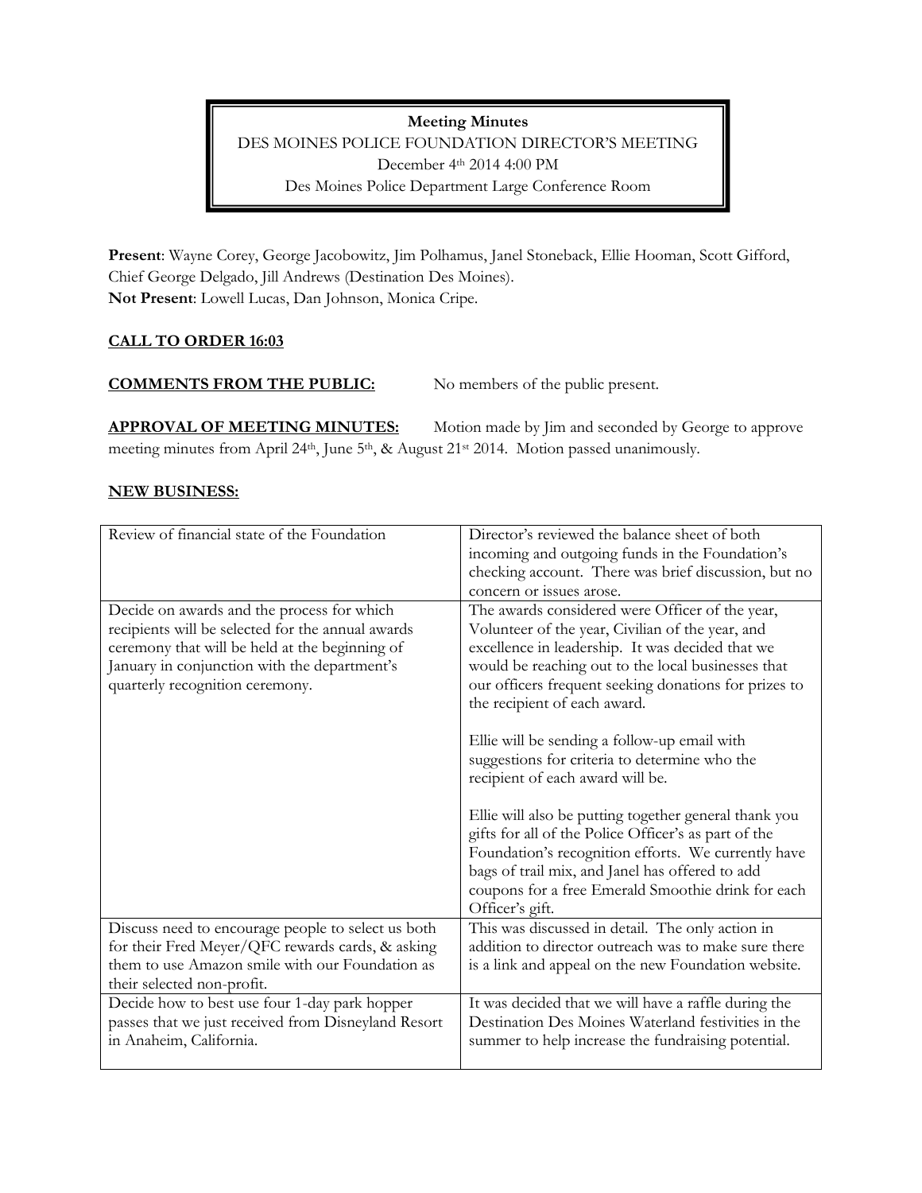**Meeting Minutes**

DES MOINES POLICE FOUNDATION DIRECTOR'S MEETING

December 4th 2014 4:00 PM

Des Moines Police Department Large Conference Room

**Present**: Wayne Corey, George Jacobowitz, Jim Polhamus, Janel Stoneback, Ellie Hooman, Scott Gifford, Chief George Delgado, Jill Andrews (Destination Des Moines).
**Not Present**: Lowell Lucas, Dan Johnson, Monica Cripe.

**CALL TO ORDER 16:03**

**COMMENTS FROM THE PUBLIC:** No members of the public present.

**APPROVAL OF MEETING MINUTES:** Motion made by Jim and seconded by George to approve meeting minutes from April 24th, June 5th, & August 21st 2014. Motion passed unanimously.

**NEW BUSINESS:**

| | |
|---|---|
| Review of financial state of the Foundation | Director's reviewed the balance sheet of both incoming and outgoing funds in the Foundation's checking account. There was brief discussion, but no concern or issues arose. |
| Decide on awards and the process for which recipients will be selected for the annual awards ceremony that will be held at the beginning of January in conjunction with the department's quarterly recognition ceremony. | The awards considered were Officer of the year, Volunteer of the year, Civilian of the year, and excellence in leadership. It was decided that we would be reaching out to the local businesses that our officers frequent seeking donations for prizes to the recipient of each award.<br><br>Ellie will be sending a follow-up email with suggestions for criteria to determine who the recipient of each award will be.<br><br>Ellie will also be putting together general thank you gifts for all of the Police Officer's as part of the Foundation's recognition efforts. We currently have bags of trail mix, and Janel has offered to add coupons for a free Emerald Smoothie drink for each Officer's gift. |
| Discuss need to encourage people to select us both for their Fred Meyer/QFC rewards cards, & asking them to use Amazon smile with our Foundation as their selected non-profit. | This was discussed in detail. The only action in addition to director outreach was to make sure there is a link and appeal on the new Foundation website. |
| Decide how to best use four 1-day park hopper passes that we just received from Disneyland Resort in Anaheim, California. | It was decided that we will have a raffle during the Destination Des Moines Waterland festivities in the summer to help increase the fundraising potential. |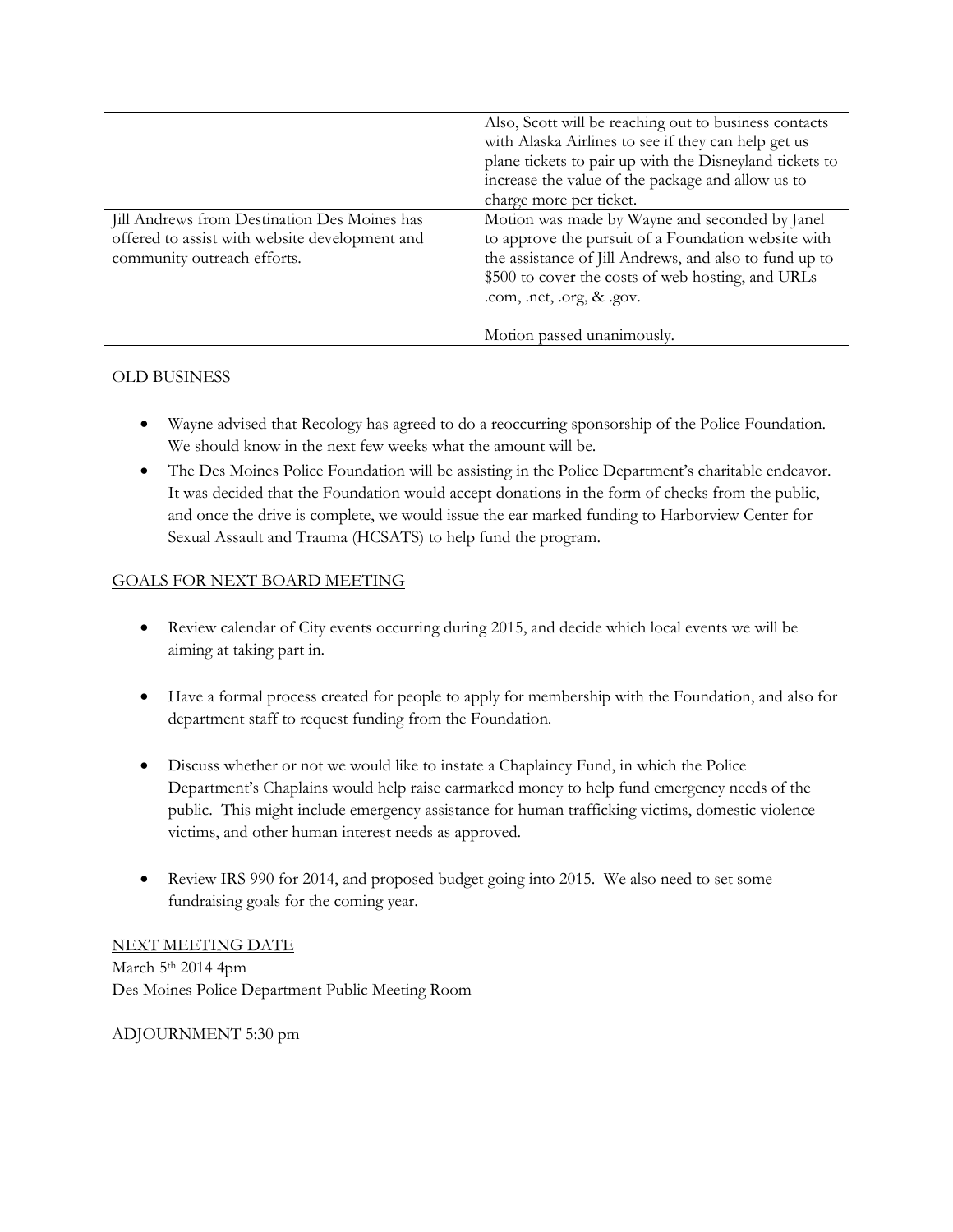| | |
|---|---|
| | Also, Scott will be reaching out to business contacts with Alaska Airlines to see if they can help get us plane tickets to pair up with the Disneyland tickets to increase the value of the package and allow us to charge more per ticket. |
| Jill Andrews from Destination Des Moines has offered to assist with website development and community outreach efforts. | Motion was made by Wayne and seconded by Janel to approve the pursuit of a Foundation website with the assistance of Jill Andrews, and also to fund up to $500 to cover the costs of web hosting, and URLs .com, .net, .org, & .gov.<br><br>Motion passed unanimously. |

<u>OLD BUSINESS</u>

- Wayne advised that Recology has agreed to do a reoccurring sponsorship of the Police Foundation. We should know in the next few weeks what the amount will be.
- The Des Moines Police Foundation will be assisting in the Police Department's charitable endeavor. It was decided that the Foundation would accept donations in the form of checks from the public, and once the drive is complete, we would issue the ear marked funding to Harborview Center for Sexual Assault and Trauma (HCSATS) to help fund the program.

<u>GOALS FOR NEXT BOARD MEETING</u>

- Review calendar of City events occurring during 2015, and decide which local events we will be aiming at taking part in.
- Have a formal process created for people to apply for membership with the Foundation, and also for department staff to request funding from the Foundation.
- Discuss whether or not we would like to instate a Chaplaincy Fund, in which the Police Department's Chaplains would help raise earmarked money to help fund emergency needs of the public. This might include emergency assistance for human trafficking victims, domestic violence victims, and other human interest needs as approved.
- Review IRS 990 for 2014, and proposed budget going into 2015. We also need to set some fundraising goals for the coming year.

<u>NEXT MEETING DATE</u>

March 5th 2014 4pm

Des Moines Police Department Public Meeting Room

<u>ADJOURNMENT 5:30 pm</u>